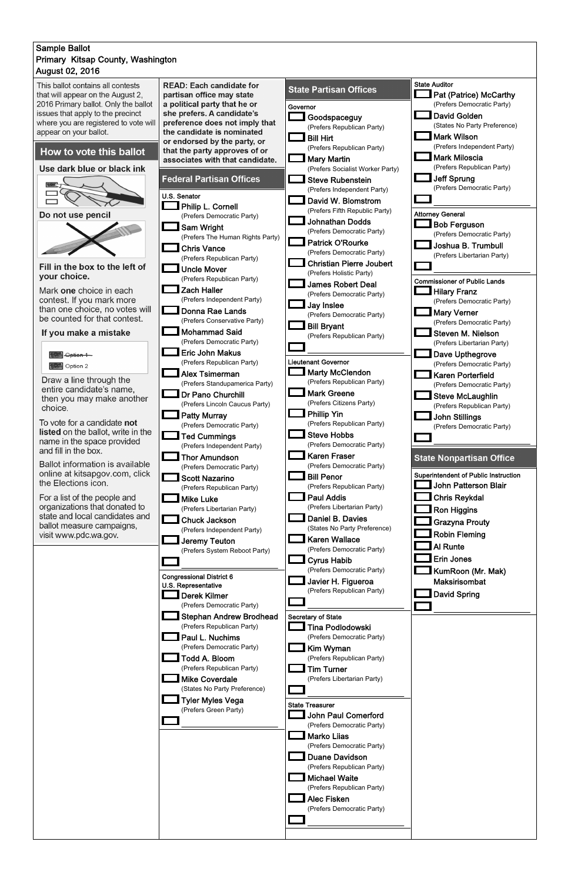Sample Ballot
Primary Kitsap County, Washington
August 02, 2016

This ballot contains all contests that will appear on the August 2, 2016 Primary ballot. Only the ballot issues that apply to the precinct where you are registered to vote will appear on your ballot.

## How to vote this ballot

**Use dark blue or black ink**

**Do not use pencil**

**Fill in the box to the left of your choice.**

Mark **one** choice in each contest. If you mark more than one choice, no votes will be counted for that contest.

**If you make a mistake**

~~Option 1~~
Option 2

Draw a line through the entire candidate's name, then you may make another choice.

To vote for a candidate **not listed** on the ballot, write in the name in the space provided and fill in the box.

Ballot information is available online at kitsapgov.com, click the Elections icon.

For a list of the people and organizations that donated to state and local candidates and ballot measure campaigns, visit www.pdc.wa.gov.

**READ: Each candidate for partisan office may state a political party that he or she prefers. A candidate's preference does not imply that the candidate is nominated or endorsed by the party, or that the party approves of or associates with that candidate.**

## Federal Partisan Offices

### U.S. Senator

- Philip L. Cornell (Prefers Democratic Party)
- Sam Wright (Prefers The Human Rights Party)
- Chris Vance (Prefers Republican Party)
- Uncle Mover (Prefers Republican Party)
- Zach Haller (Prefers Independent Party)
- Donna Rae Lands (Prefers Conservative Party)
- Mohammad Said (Prefers Democratic Party)
- Eric John Makus (Prefers Republican Party)
- Alex Tsimerman (Prefers Standupamerica Party)
- Dr Pano Churchill (Prefers Lincoln Caucus Party)
- Patty Murray (Prefers Democratic Party)
- Ted Cummings (Prefers Independent Party)
- Thor Amundson (Prefers Democratic Party)
- Scott Nazarino (Prefers Republican Party)
- Mike Luke (Prefers Libertarian Party)
- Chuck Jackson (Prefers Independent Party)
- Jeremy Teuton (Prefers System Reboot Party)
- ________________

### Congressional District 6 U.S. Representative

- Derek Kilmer (Prefers Democratic Party)
- Stephan Andrew Brodhead (Prefers Republican Party)
- Paul L. Nuchims (Prefers Democratic Party)
- Todd A. Bloom (Prefers Republican Party)
- Mike Coverdale (States No Party Preference)
- Tyler Myles Vega (Prefers Green Party)
- ________________

## State Partisan Offices

### Governor

- Goodspaceguy (Prefers Republican Party)
- Bill Hirt (Prefers Republican Party)
- Mary Martin (Prefers Socialist Worker Party)
- Steve Rubenstein (Prefers Independent Party)
- David W. Blomstrom (Prefers Fifth Republic Party)
- Johnathan Dodds (Prefers Democratic Party)
- Patrick O'Rourke (Prefers Democratic Party)
- Christian Pierre Joubert (Prefers Holistic Party)
- James Robert Deal (Prefers Democratic Party)
- Jay Inslee (Prefers Democratic Party)
- Bill Bryant (Prefers Republican Party)
- ________________

### Lieutenant Governor

- Marty McClendon (Prefers Republican Party)
- Mark Greene (Prefers Citizens Party)
- Phillip Yin (Prefers Republican Party)
- Steve Hobbs (Prefers Democratic Party)
- Karen Fraser (Prefers Democratic Party)
- Bill Penor (Prefers Republican Party)
- Paul Addis (Prefers Libertarian Party)
- Daniel B. Davies (States No Party Preference)
- Karen Wallace (Prefers Democratic Party)
- Cyrus Habib (Prefers Democratic Party)
- Javier H. Figueroa (Prefers Republican Party)
- ________________

### Secretary of State

- Tina Podlodowski (Prefers Democratic Party)
- Kim Wyman (Prefers Republican Party)
- Tim Turner (Prefers Libertarian Party)
- ________________

### State Treasurer

- John Paul Comerford (Prefers Democratic Party)
- Marko Liias (Prefers Democratic Party)
- Duane Davidson (Prefers Republican Party)
- Michael Waite (Prefers Republican Party)
- Alec Fisken (Prefers Democratic Party)
- ________________

### State Auditor

- Pat (Patrice) McCarthy (Prefers Democratic Party)
- David Golden (States No Party Preference)
- Mark Wilson (Prefers Independent Party)
- Mark Miloscia (Prefers Republican Party)
- Jeff Sprung (Prefers Democratic Party)
- ________________

### Attorney General

- Bob Ferguson (Prefers Democratic Party)
- Joshua B. Trumbull (Prefers Libertarian Party)
- ________________

### Commissioner of Public Lands

- Hilary Franz (Prefers Democratic Party)
- Mary Verner (Prefers Democratic Party)
- Steven M. Nielson (Prefers Libertarian Party)
- Dave Upthegrove (Prefers Democratic Party)
- Karen Porterfield (Prefers Democratic Party)
- Steve McLaughlin (Prefers Republican Party)
- John Stillings (Prefers Democratic Party)
- ________________

## State Nonpartisan Office

### Superintendent of Public Instruction

- John Patterson Blair
- Chris Reykdal
- Ron Higgins
- Grazyna Prouty
- Robin Fleming
- Al Runte
- Erin Jones
- KumRoon (Mr. Mak) Maksirisombat
- David Spring
- ________________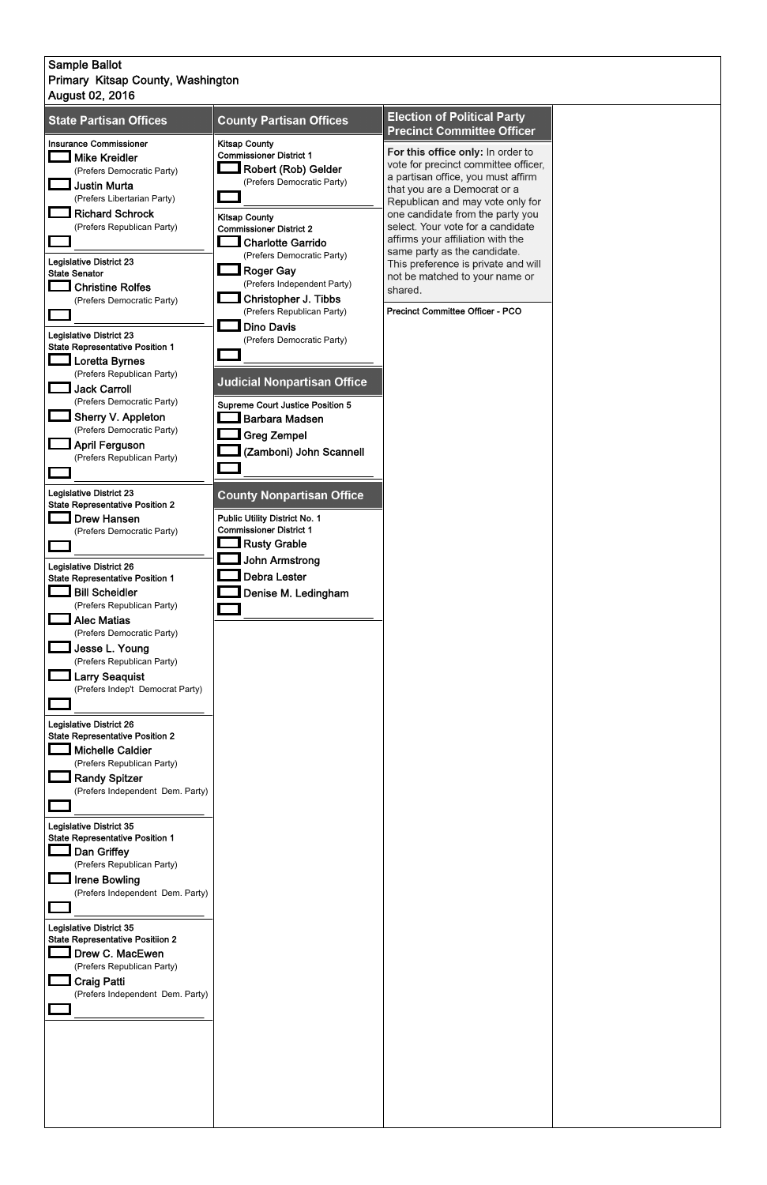Sample Ballot
Primary Kitsap County, Washington
August 02, 2016

## State Partisan Offices

**Insurance Commissioner**

- [ ] Mike Kreidler (Prefers Democratic Party)
- [ ] Justin Murta (Prefers Libertarian Party)
- [ ] Richard Schrock (Prefers Republican Party)
- [ ] ____________________

**Legislative District 23**
**State Senator**

- [ ] Christine Rolfes (Prefers Democratic Party)
- [ ] ____________________

**Legislative District 23**
**State Representative Position 1**

- [ ] Loretta Byrnes (Prefers Republican Party)
- [ ] Jack Carroll (Prefers Democratic Party)
- [ ] Sherry V. Appleton (Prefers Democratic Party)
- [ ] April Ferguson (Prefers Republican Party)
- [ ] ____________________

**Legislative District 23**
**State Representative Position 2**

- [ ] Drew Hansen (Prefers Democratic Party)
- [ ] ____________________

**Legislative District 26**
**State Representative Position 1**

- [ ] Bill Scheidler (Prefers Republican Party)
- [ ] Alec Matias (Prefers Democratic Party)
- [ ] Jesse L. Young (Prefers Republican Party)
- [ ] Larry Seaquist (Prefers Indep't Democrat Party)
- [ ] ____________________

**Legislative District 26**
**State Representative Position 2**

- [ ] Michelle Caldier (Prefers Republican Party)
- [ ] Randy Spitzer (Prefers Independent Dem. Party)
- [ ] ____________________

**Legislative District 35**
**State Representative Position 1**

- [ ] Dan Griffey (Prefers Republican Party)
- [ ] Irene Bowling (Prefers Independent Dem. Party)
- [ ] ____________________

**Legislative District 35**
**State Representative Positiion 2**

- [ ] Drew C. MacEwen (Prefers Republican Party)
- [ ] Craig Patti (Prefers Independent Dem. Party)
- [ ] ____________________

## County Partisan Offices

**Kitsap County**
**Commissioner District 1**

- [ ] Robert (Rob) Gelder (Prefers Democratic Party)
- [ ] ____________________

**Kitsap County**
**Commissioner District 2**

- [ ] Charlotte Garrido (Prefers Democratic Party)
- [ ] Roger Gay (Prefers Independent Party)
- [ ] Christopher J. Tibbs (Prefers Republican Party)
- [ ] Dino Davis (Prefers Democratic Party)
- [ ] ____________________

## Judicial Nonpartisan Office

**Supreme Court Justice Position 5**

- [ ] Barbara Madsen
- [ ] Greg Zempel
- [ ] (Zamboni) John Scannell
- [ ] ____________________

## County Nonpartisan Office

**Public Utility District No. 1**
**Commissioner District 1**

- [ ] Rusty Grable
- [ ] John Armstrong
- [ ] Debra Lester
- [ ] Denise M. Ledingham
- [ ] ____________________

## Election of Political Party Precinct Committee Officer

**For this office only:** In order to vote for precinct committee officer, a partisan office, you must affirm that you are a Democrat or a Republican and may vote only for one candidate from the party you select. Your vote for a candidate affirms your affiliation with the same party as the candidate. This preference is private and will not be matched to your name or shared.

**Precinct Committee Officer - PCO**